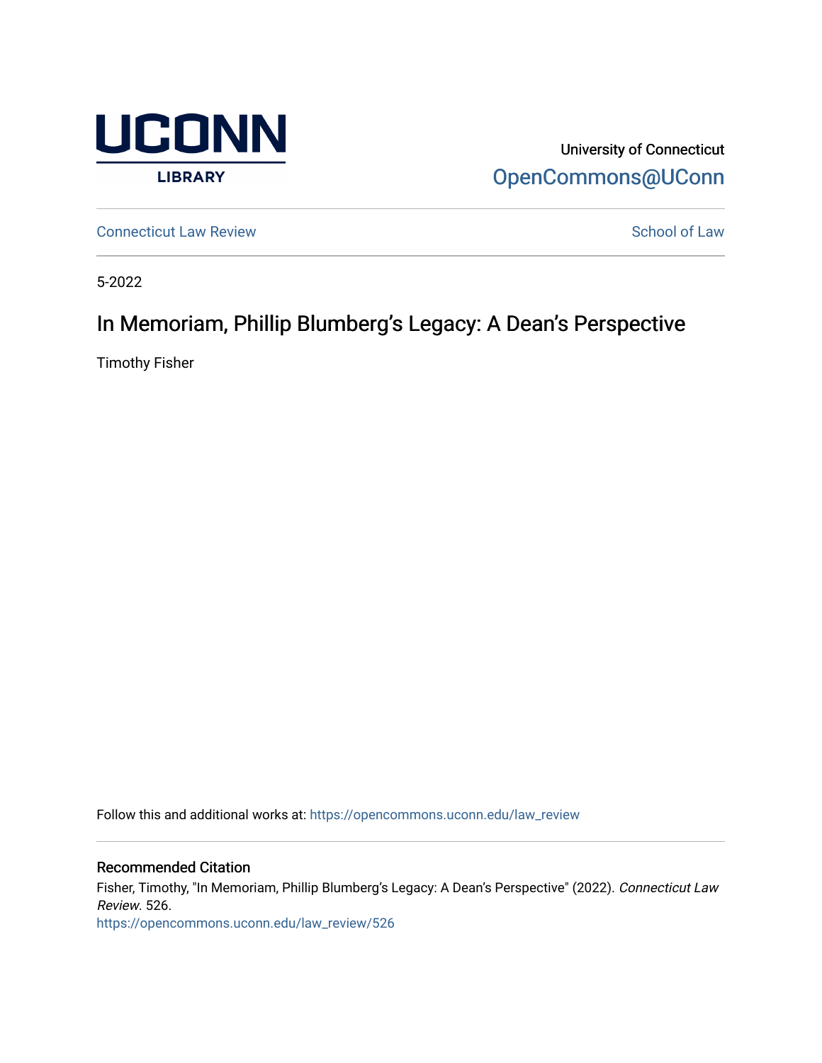University of Connecticut
OpenCommons@UConn

Connecticut Law Review | School of Law

5-2022

# In Memoriam, Phillip Blumberg's Legacy: A Dean's Perspective

Timothy Fisher

Follow this and additional works at: https://opencommons.uconn.edu/law_review

## Recommended Citation

Fisher, Timothy, "In Memoriam, Phillip Blumberg's Legacy: A Dean's Perspective" (2022). *Connecticut Law Review*. 526.
https://opencommons.uconn.edu/law_review/526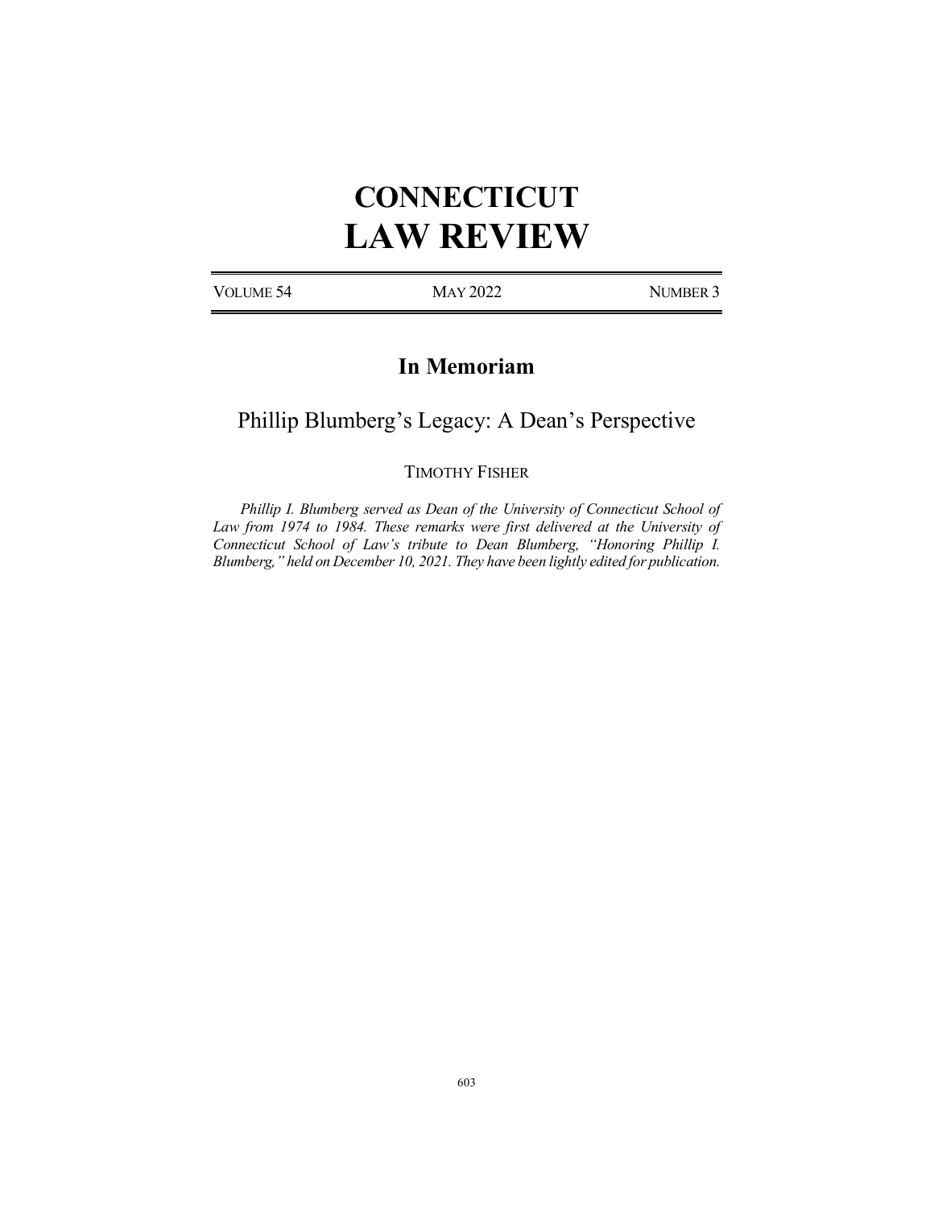# CONNECTICUT LAW REVIEW

VOLUME 54 MAY 2022 NUMBER 3

## In Memoriam

## Phillip Blumberg's Legacy: A Dean's Perspective

TIMOTHY FISHER

*Phillip I. Blumberg served as Dean of the University of Connecticut School of Law from 1974 to 1984. These remarks were first delivered at the University of Connecticut School of Law's tribute to Dean Blumberg, "Honoring Phillip I. Blumberg," held on December 10, 2021. They have been lightly edited for publication.*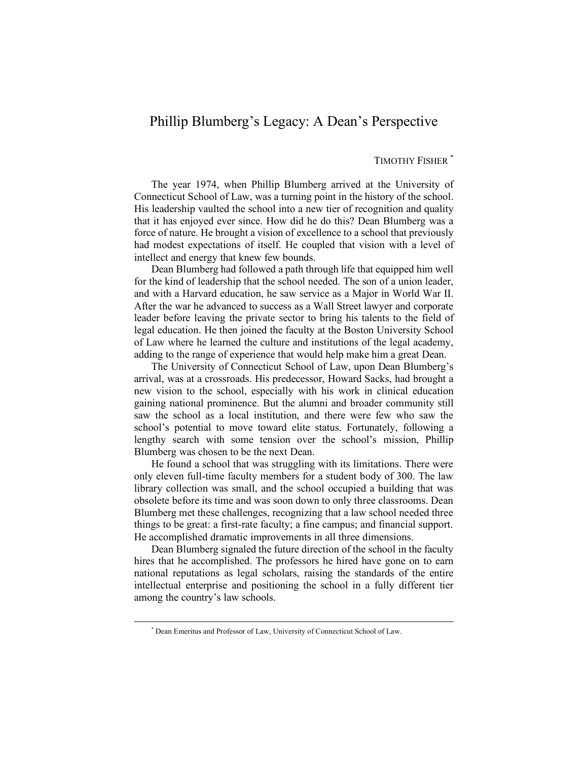# Phillip Blumberg's Legacy: A Dean's Perspective

TIMOTHY FISHER [*]

The year 1974, when Phillip Blumberg arrived at the University of Connecticut School of Law, was a turning point in the history of the school. His leadership vaulted the school into a new tier of recognition and quality that it has enjoyed ever since. How did he do this? Dean Blumberg was a force of nature. He brought a vision of excellence to a school that previously had modest expectations of itself. He coupled that vision with a level of intellect and energy that knew few bounds.

Dean Blumberg had followed a path through life that equipped him well for the kind of leadership that the school needed. The son of a union leader, and with a Harvard education, he saw service as a Major in World War II. After the war he advanced to success as a Wall Street lawyer and corporate leader before leaving the private sector to bring his talents to the field of legal education. He then joined the faculty at the Boston University School of Law where he learned the culture and institutions of the legal academy, adding to the range of experience that would help make him a great Dean.

The University of Connecticut School of Law, upon Dean Blumberg's arrival, was at a crossroads. His predecessor, Howard Sacks, had brought a new vision to the school, especially with his work in clinical education gaining national prominence. But the alumni and broader community still saw the school as a local institution, and there were few who saw the school's potential to move toward elite status. Fortunately, following a lengthy search with some tension over the school's mission, Phillip Blumberg was chosen to be the next Dean.

He found a school that was struggling with its limitations. There were only eleven full-time faculty members for a student body of 300. The law library collection was small, and the school occupied a building that was obsolete before its time and was soon down to only three classrooms. Dean Blumberg met these challenges, recognizing that a law school needed three things to be great: a first-rate faculty; a fine campus; and financial support. He accomplished dramatic improvements in all three dimensions.

Dean Blumberg signaled the future direction of the school in the faculty hires that he accomplished. The professors he hired have gone on to earn national reputations as legal scholars, raising the standards of the entire intellectual enterprise and positioning the school in a fully different tier among the country's law schools.

---

[*] Dean Emeritus and Professor of Law, University of Connecticut School of Law.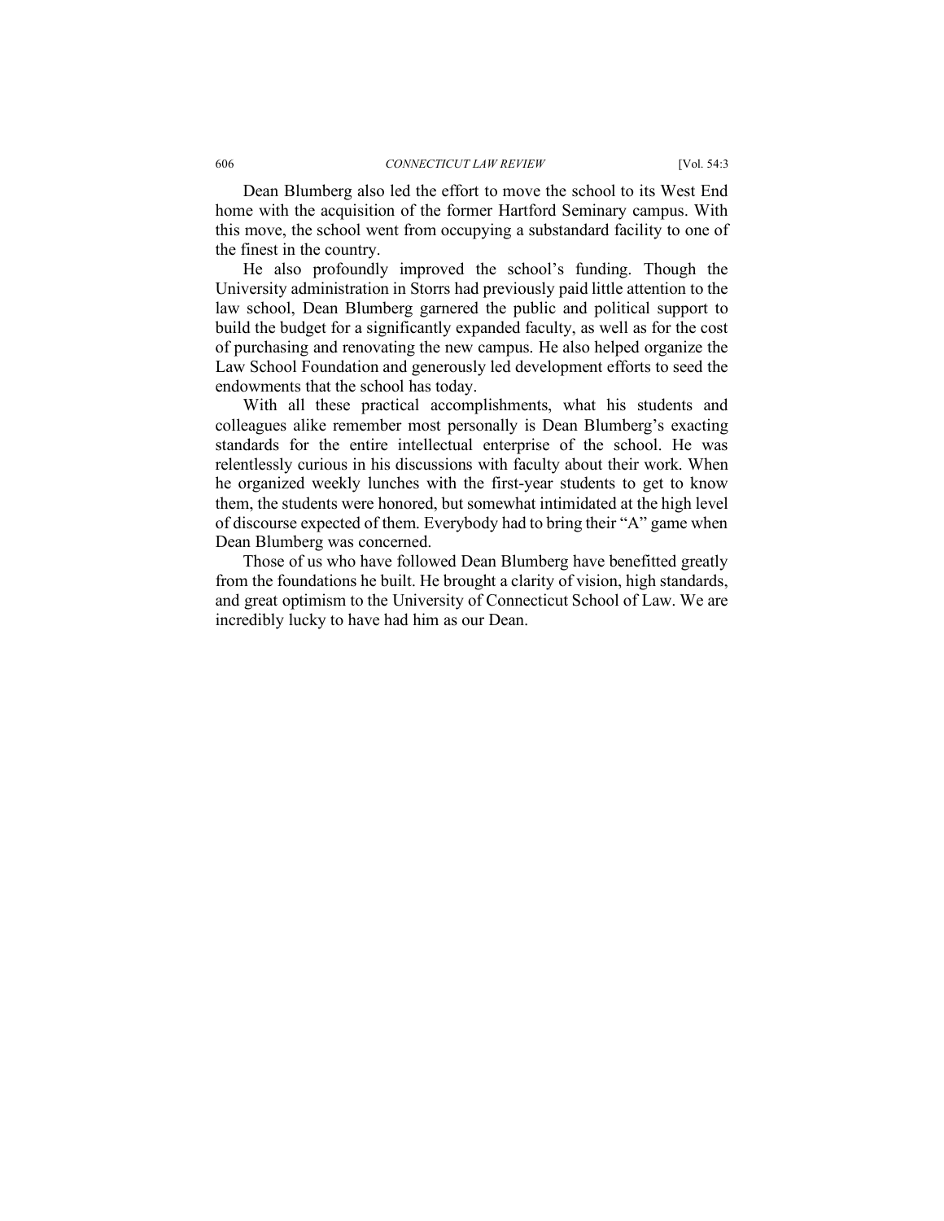Dean Blumberg also led the effort to move the school to its West End home with the acquisition of the former Hartford Seminary campus. With this move, the school went from occupying a substandard facility to one of the finest in the country.

He also profoundly improved the school's funding. Though the University administration in Storrs had previously paid little attention to the law school, Dean Blumberg garnered the public and political support to build the budget for a significantly expanded faculty, as well as for the cost of purchasing and renovating the new campus. He also helped organize the Law School Foundation and generously led development efforts to seed the endowments that the school has today.

With all these practical accomplishments, what his students and colleagues alike remember most personally is Dean Blumberg's exacting standards for the entire intellectual enterprise of the school. He was relentlessly curious in his discussions with faculty about their work. When he organized weekly lunches with the first-year students to get to know them, the students were honored, but somewhat intimidated at the high level of discourse expected of them. Everybody had to bring their "A" game when Dean Blumberg was concerned.

Those of us who have followed Dean Blumberg have benefitted greatly from the foundations he built. He brought a clarity of vision, high standards, and great optimism to the University of Connecticut School of Law. We are incredibly lucky to have had him as our Dean.